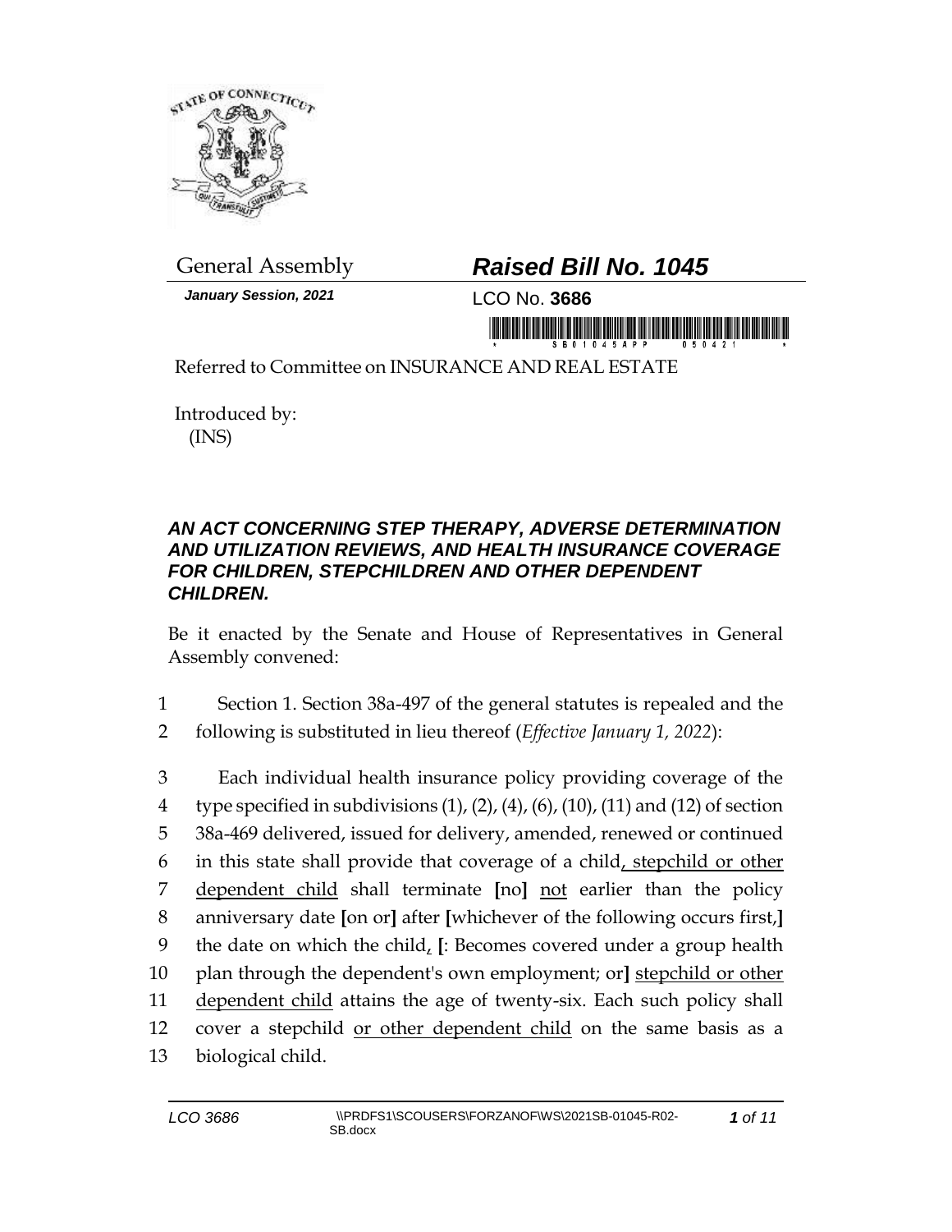General Assembly

***Raised Bill No. 1045***

*January Session, 2021*

LCO No. **3686**

Referred to Committee on INSURANCE AND REAL ESTATE

Introduced by:
(INS)

***AN ACT CONCERNING STEP THERAPY, ADVERSE DETERMINATION AND UTILIZATION REVIEWS, AND HEALTH INSURANCE COVERAGE FOR CHILDREN, STEPCHILDREN AND OTHER DEPENDENT CHILDREN.***

Be it enacted by the Senate and House of Representatives in General Assembly convened:

1 Section 1. Section 38a-497 of the general statutes is repealed and the
2 following is substituted in lieu thereof (*Effective January 1, 2022*):

3 Each individual health insurance policy providing coverage of the
4 type specified in subdivisions (1), (2), (4), (6), (10), (11) and (12) of section
5 38a-469 delivered, issued for delivery, amended, renewed or continued
6 in this state shall provide that coverage of a child<u>, stepchild or other</u>
7 <u>dependent child</u> shall terminate **[**no**]** <u>not</u> earlier than the policy
8 anniversary date **[**on or**]** after **[**whichever of the following occurs first,**]**
9 the date on which the child<u>,</u> **[**: Becomes covered under a group health
10 plan through the dependent's own employment; or**]** <u>stepchild or other</u>
11 <u>dependent child</u> attains the age of twenty-six. Each such policy shall
12 cover a stepchild <u>or other dependent child</u> on the same basis as a
13 biological child.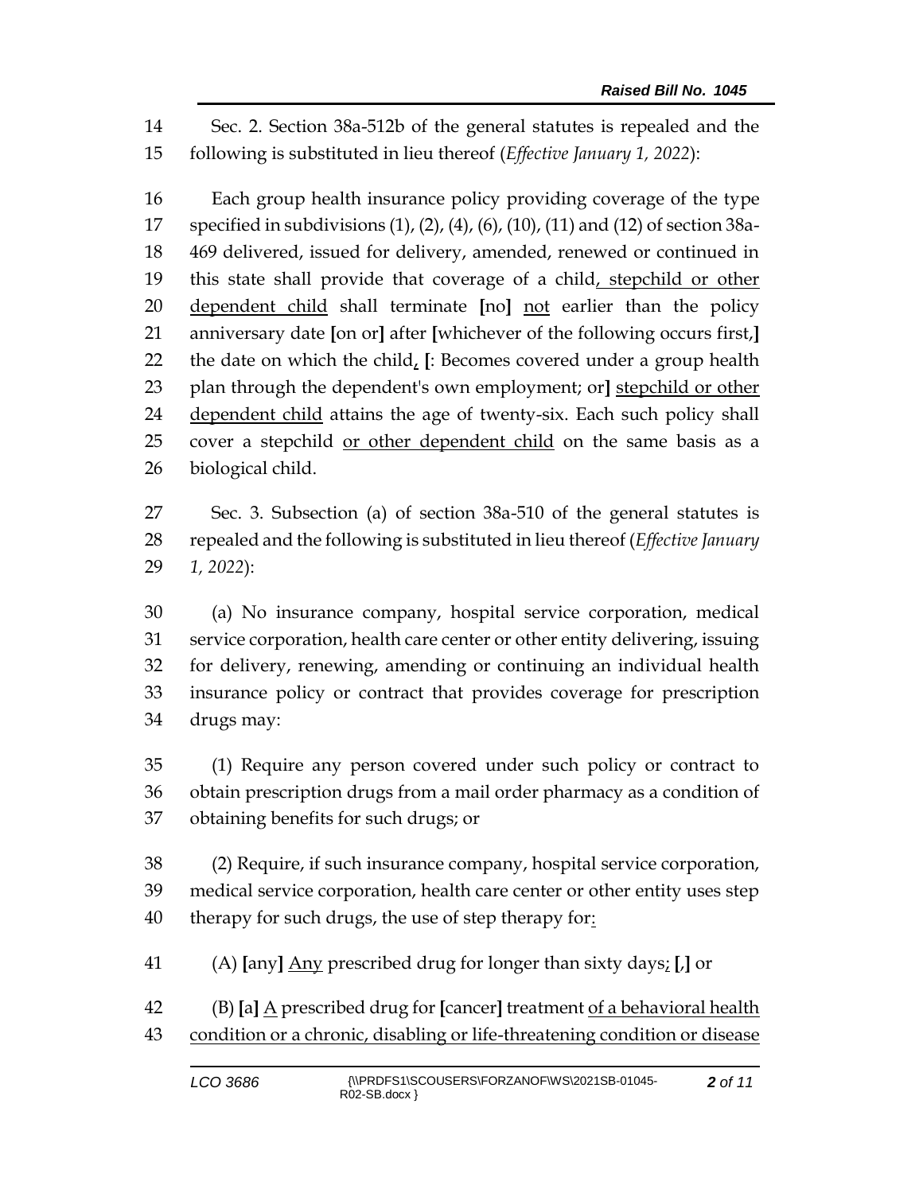Sec. 2. Section 38a-512b of the general statutes is repealed and the following is substituted in lieu thereof (*Effective January 1, 2022*):

Each group health insurance policy providing coverage of the type specified in subdivisions (1), (2), (4), (6), (10), (11) and (12) of section 38a-469 delivered, issued for delivery, amended, renewed or continued in this state shall provide that coverage of a child, stepchild or other dependent child shall terminate [no] not earlier than the policy anniversary date [on or] after [whichever of the following occurs first,] the date on which the child, [: Becomes covered under a group health plan through the dependent's own employment; or] stepchild or other dependent child attains the age of twenty-six. Each such policy shall cover a stepchild or other dependent child on the same basis as a biological child.

Sec. 3. Subsection (a) of section 38a-510 of the general statutes is repealed and the following is substituted in lieu thereof (*Effective January 1, 2022*):

(a) No insurance company, hospital service corporation, medical service corporation, health care center or other entity delivering, issuing for delivery, renewing, amending or continuing an individual health insurance policy or contract that provides coverage for prescription drugs may:

(1) Require any person covered under such policy or contract to obtain prescription drugs from a mail order pharmacy as a condition of obtaining benefits for such drugs; or

(2) Require, if such insurance company, hospital service corporation, medical service corporation, health care center or other entity uses step therapy for such drugs, the use of step therapy for:

(A) [any] Any prescribed drug for longer than sixty days; [,] or

(B) [a] A prescribed drug for [cancer] treatment of a behavioral health condition or a chronic, disabling or life-threatening condition or disease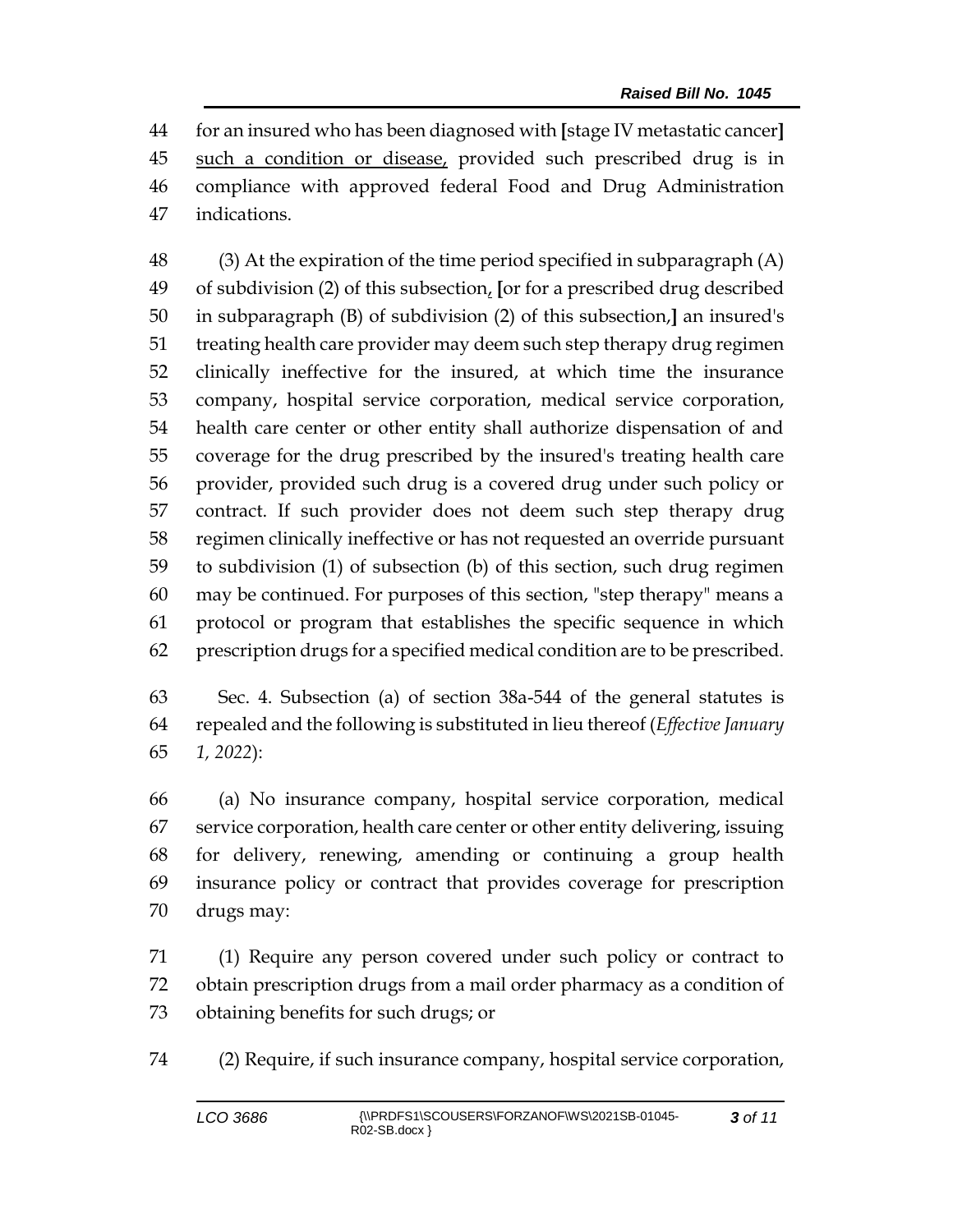44 for an insured who has been diagnosed with [stage IV metastatic cancer]
45 such a condition or disease, provided such prescribed drug is in
46 compliance with approved federal Food and Drug Administration
47 indications.

48 (3) At the expiration of the time period specified in subparagraph (A)
49 of subdivision (2) of this subsection, [or for a prescribed drug described
50 in subparagraph (B) of subdivision (2) of this subsection,] an insured's
51 treating health care provider may deem such step therapy drug regimen
52 clinically ineffective for the insured, at which time the insurance
53 company, hospital service corporation, medical service corporation,
54 health care center or other entity shall authorize dispensation of and
55 coverage for the drug prescribed by the insured's treating health care
56 provider, provided such drug is a covered drug under such policy or
57 contract. If such provider does not deem such step therapy drug
58 regimen clinically ineffective or has not requested an override pursuant
59 to subdivision (1) of subsection (b) of this section, such drug regimen
60 may be continued. For purposes of this section, "step therapy" means a
61 protocol or program that establishes the specific sequence in which
62 prescription drugs for a specified medical condition are to be prescribed.

63 Sec. 4. Subsection (a) of section 38a-544 of the general statutes is
64 repealed and the following is substituted in lieu thereof (*Effective January*
65 *1, 2022*):

66 (a) No insurance company, hospital service corporation, medical
67 service corporation, health care center or other entity delivering, issuing
68 for delivery, renewing, amending or continuing a group health
69 insurance policy or contract that provides coverage for prescription
70 drugs may:

71 (1) Require any person covered under such policy or contract to
72 obtain prescription drugs from a mail order pharmacy as a condition of
73 obtaining benefits for such drugs; or

74 (2) Require, if such insurance company, hospital service corporation,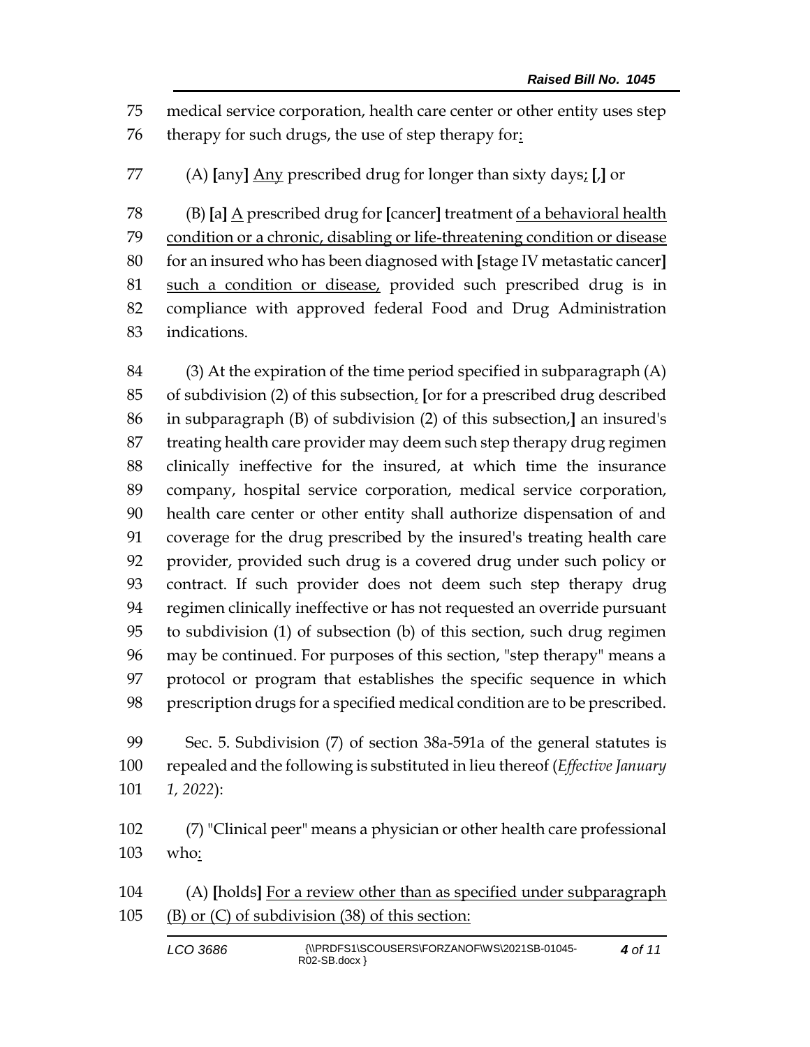medical service corporation, health care center or other entity uses step therapy for such drugs, the use of step therapy for:

(A) [any] Any prescribed drug for longer than sixty days; [,] or

(B) [a] A prescribed drug for [cancer] treatment of a behavioral health condition or a chronic, disabling or life-threatening condition or disease for an insured who has been diagnosed with [stage IV metastatic cancer] such a condition or disease, provided such prescribed drug is in compliance with approved federal Food and Drug Administration indications.

(3) At the expiration of the time period specified in subparagraph (A) of subdivision (2) of this subsection, [or for a prescribed drug described in subparagraph (B) of subdivision (2) of this subsection,] an insured's treating health care provider may deem such step therapy drug regimen clinically ineffective for the insured, at which time the insurance company, hospital service corporation, medical service corporation, health care center or other entity shall authorize dispensation of and coverage for the drug prescribed by the insured's treating health care provider, provided such drug is a covered drug under such policy or contract. If such provider does not deem such step therapy drug regimen clinically ineffective or has not requested an override pursuant to subdivision (1) of subsection (b) of this section, such drug regimen may be continued. For purposes of this section, "step therapy" means a protocol or program that establishes the specific sequence in which prescription drugs for a specified medical condition are to be prescribed.

Sec. 5. Subdivision (7) of section 38a-591a of the general statutes is repealed and the following is substituted in lieu thereof (*Effective January 1, 2022*):

(7) "Clinical peer" means a physician or other health care professional who:

(A) [holds] For a review other than as specified under subparagraph (B) or (C) of subdivision (38) of this section: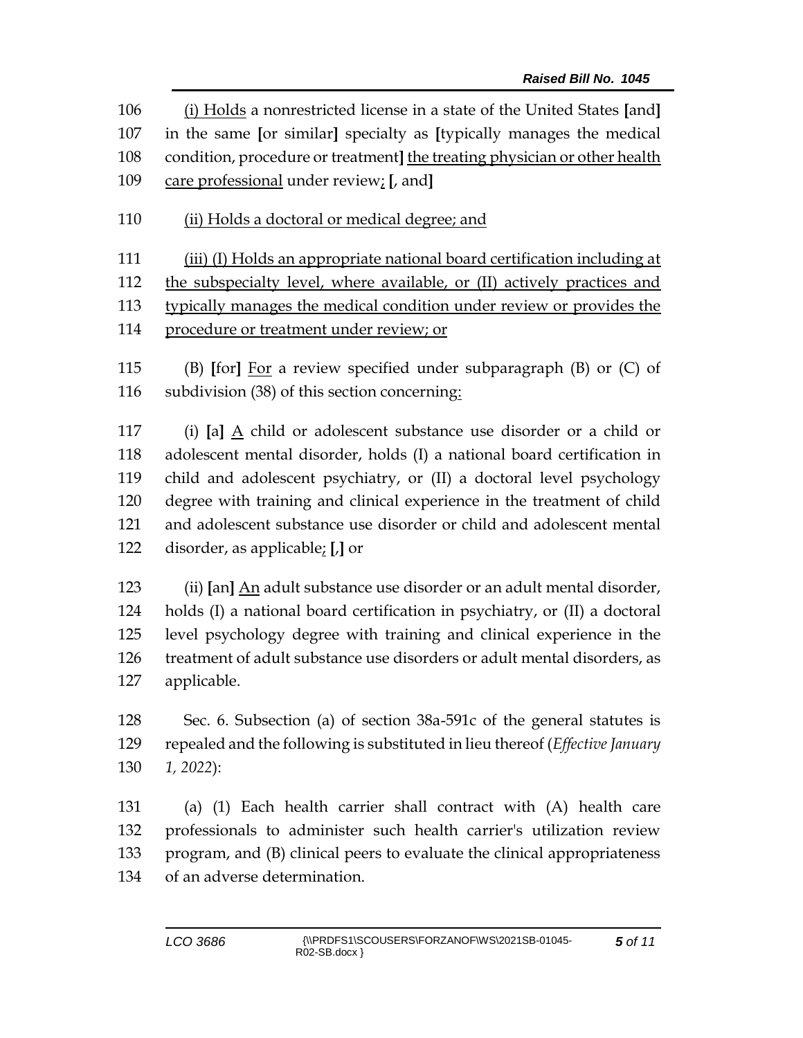(i) Holds a nonrestricted license in a state of the United States [and] in the same [or similar] specialty as [typically manages the medical condition, procedure or treatment] the treating physician or other health care professional under review; [, and]

(ii) Holds a doctoral or medical degree; and

(iii) (I) Holds an appropriate national board certification including at the subspecialty level, where available, or (II) actively practices and typically manages the medical condition under review or provides the procedure or treatment under review; or

(B) [for] For a review specified under subparagraph (B) or (C) of subdivision (38) of this section concerning:

(i) [a] A child or adolescent substance use disorder or a child or adolescent mental disorder, holds (I) a national board certification in child and adolescent psychiatry, or (II) a doctoral level psychology degree with training and clinical experience in the treatment of child and adolescent substance use disorder or child and adolescent mental disorder, as applicable; [,] or

(ii) [an] An adult substance use disorder or an adult mental disorder, holds (I) a national board certification in psychiatry, or (II) a doctoral level psychology degree with training and clinical experience in the treatment of adult substance use disorders or adult mental disorders, as applicable.

Sec. 6. Subsection (a) of section 38a-591c of the general statutes is repealed and the following is substituted in lieu thereof (*Effective January 1, 2022*):

(a) (1) Each health carrier shall contract with (A) health care professionals to administer such health carrier's utilization review program, and (B) clinical peers to evaluate the clinical appropriateness of an adverse determination.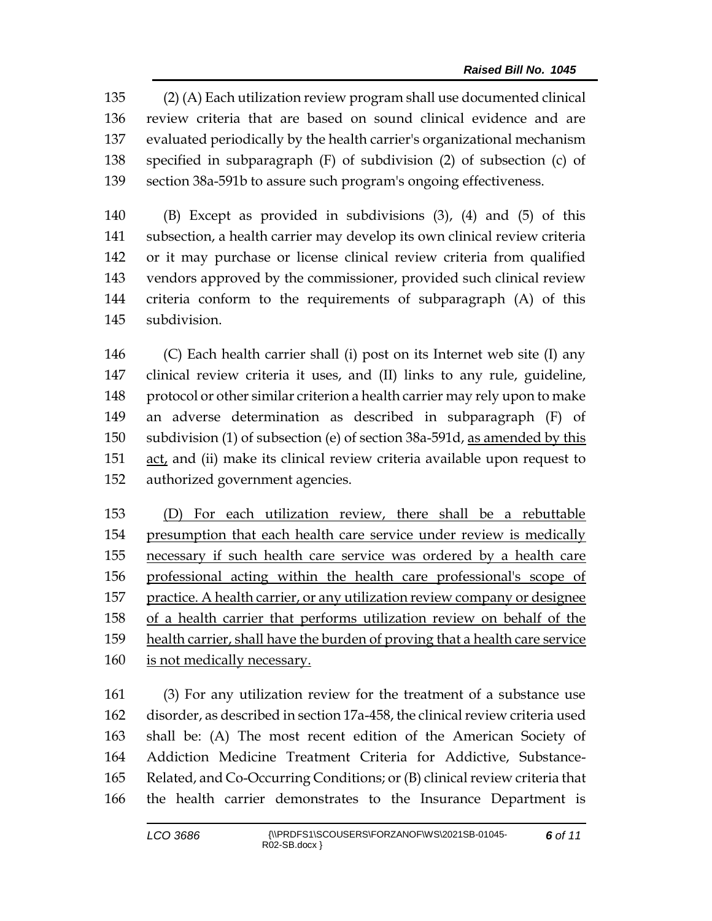135 (2) (A) Each utilization review program shall use documented clinical
136 review criteria that are based on sound clinical evidence and are
137 evaluated periodically by the health carrier's organizational mechanism
138 specified in subparagraph (F) of subdivision (2) of subsection (c) of
139 section 38a-591b to assure such program's ongoing effectiveness.

140 (B) Except as provided in subdivisions (3), (4) and (5) of this
141 subsection, a health carrier may develop its own clinical review criteria
142 or it may purchase or license clinical review criteria from qualified
143 vendors approved by the commissioner, provided such clinical review
144 criteria conform to the requirements of subparagraph (A) of this
145 subdivision.

146 (C) Each health carrier shall (i) post on its Internet web site (I) any
147 clinical review criteria it uses, and (II) links to any rule, guideline,
148 protocol or other similar criterion a health carrier may rely upon to make
149 an adverse determination as described in subparagraph (F) of
150 subdivision (1) of subsection (e) of section 38a-591d, <u>as amended by this</u>
151 <u>act,</u> and (ii) make its clinical review criteria available upon request to
152 authorized government agencies.

153 <u>(D) For each utilization review, there shall be a rebuttable</u>
154 <u>presumption that each health care service under review is medically</u>
155 <u>necessary if such health care service was ordered by a health care</u>
156 <u>professional acting within the health care professional's scope of</u>
157 <u>practice. A health carrier, or any utilization review company or designee</u>
158 <u>of a health carrier that performs utilization review on behalf of the</u>
159 <u>health carrier, shall have the burden of proving that a health care service</u>
160 <u>is not medically necessary.</u>

161 (3) For any utilization review for the treatment of a substance use
162 disorder, as described in section 17a-458, the clinical review criteria used
163 shall be: (A) The most recent edition of the American Society of
164 Addiction Medicine Treatment Criteria for Addictive, Substance-
165 Related, and Co-Occurring Conditions; or (B) clinical review criteria that
166 the health carrier demonstrates to the Insurance Department is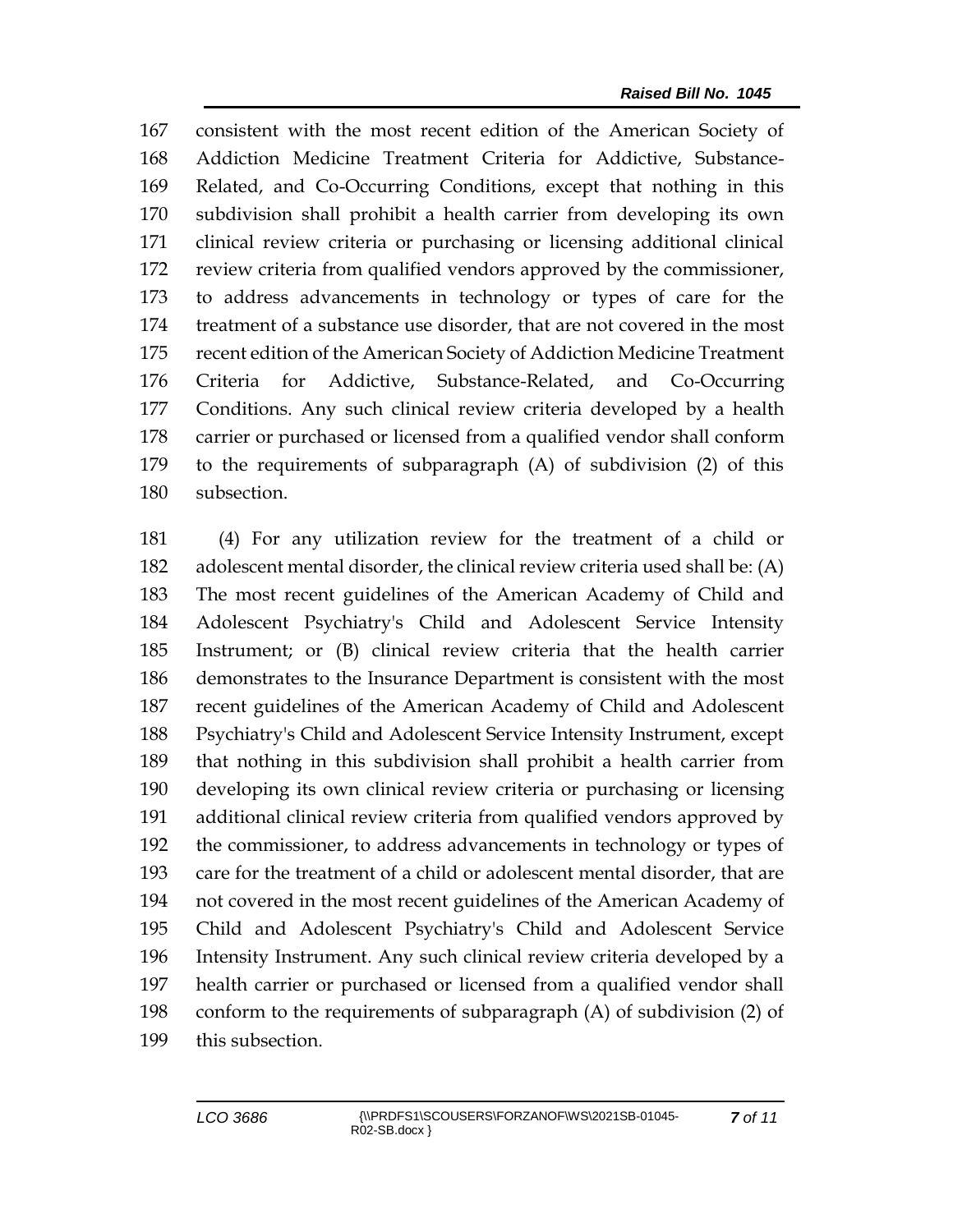consistent with the most recent edition of the American Society of Addiction Medicine Treatment Criteria for Addictive, Substance-Related, and Co-Occurring Conditions, except that nothing in this subdivision shall prohibit a health carrier from developing its own clinical review criteria or purchasing or licensing additional clinical review criteria from qualified vendors approved by the commissioner, to address advancements in technology or types of care for the treatment of a substance use disorder, that are not covered in the most recent edition of the American Society of Addiction Medicine Treatment Criteria for Addictive, Substance-Related, and Co-Occurring Conditions. Any such clinical review criteria developed by a health carrier or purchased or licensed from a qualified vendor shall conform to the requirements of subparagraph (A) of subdivision (2) of this subsection.

(4) For any utilization review for the treatment of a child or adolescent mental disorder, the clinical review criteria used shall be: (A) The most recent guidelines of the American Academy of Child and Adolescent Psychiatry's Child and Adolescent Service Intensity Instrument; or (B) clinical review criteria that the health carrier demonstrates to the Insurance Department is consistent with the most recent guidelines of the American Academy of Child and Adolescent Psychiatry's Child and Adolescent Service Intensity Instrument, except that nothing in this subdivision shall prohibit a health carrier from developing its own clinical review criteria or purchasing or licensing additional clinical review criteria from qualified vendors approved by the commissioner, to address advancements in technology or types of care for the treatment of a child or adolescent mental disorder, that are not covered in the most recent guidelines of the American Academy of Child and Adolescent Psychiatry's Child and Adolescent Service Intensity Instrument. Any such clinical review criteria developed by a health carrier or purchased or licensed from a qualified vendor shall conform to the requirements of subparagraph (A) of subdivision (2) of this subsection.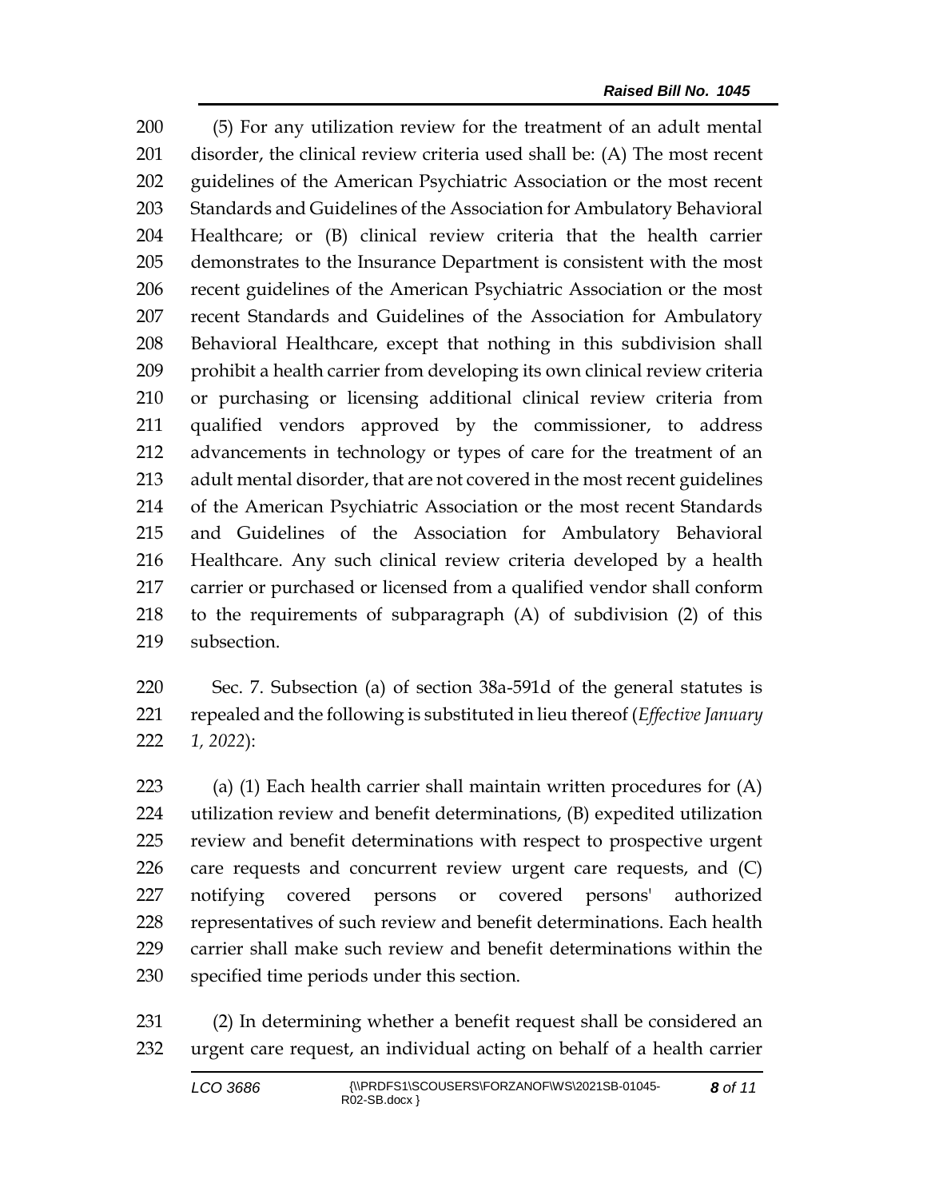(5) For any utilization review for the treatment of an adult mental disorder, the clinical review criteria used shall be: (A) The most recent guidelines of the American Psychiatric Association or the most recent Standards and Guidelines of the Association for Ambulatory Behavioral Healthcare; or (B) clinical review criteria that the health carrier demonstrates to the Insurance Department is consistent with the most recent guidelines of the American Psychiatric Association or the most recent Standards and Guidelines of the Association for Ambulatory Behavioral Healthcare, except that nothing in this subdivision shall prohibit a health carrier from developing its own clinical review criteria or purchasing or licensing additional clinical review criteria from qualified vendors approved by the commissioner, to address advancements in technology or types of care for the treatment of an adult mental disorder, that are not covered in the most recent guidelines of the American Psychiatric Association or the most recent Standards and Guidelines of the Association for Ambulatory Behavioral Healthcare. Any such clinical review criteria developed by a health carrier or purchased or licensed from a qualified vendor shall conform to the requirements of subparagraph (A) of subdivision (2) of this subsection.

Sec. 7. Subsection (a) of section 38a-591d of the general statutes is repealed and the following is substituted in lieu thereof (*Effective January 1, 2022*):

(a) (1) Each health carrier shall maintain written procedures for (A) utilization review and benefit determinations, (B) expedited utilization review and benefit determinations with respect to prospective urgent care requests and concurrent review urgent care requests, and (C) notifying covered persons or covered persons' authorized representatives of such review and benefit determinations. Each health carrier shall make such review and benefit determinations within the specified time periods under this section.

(2) In determining whether a benefit request shall be considered an urgent care request, an individual acting on behalf of a health carrier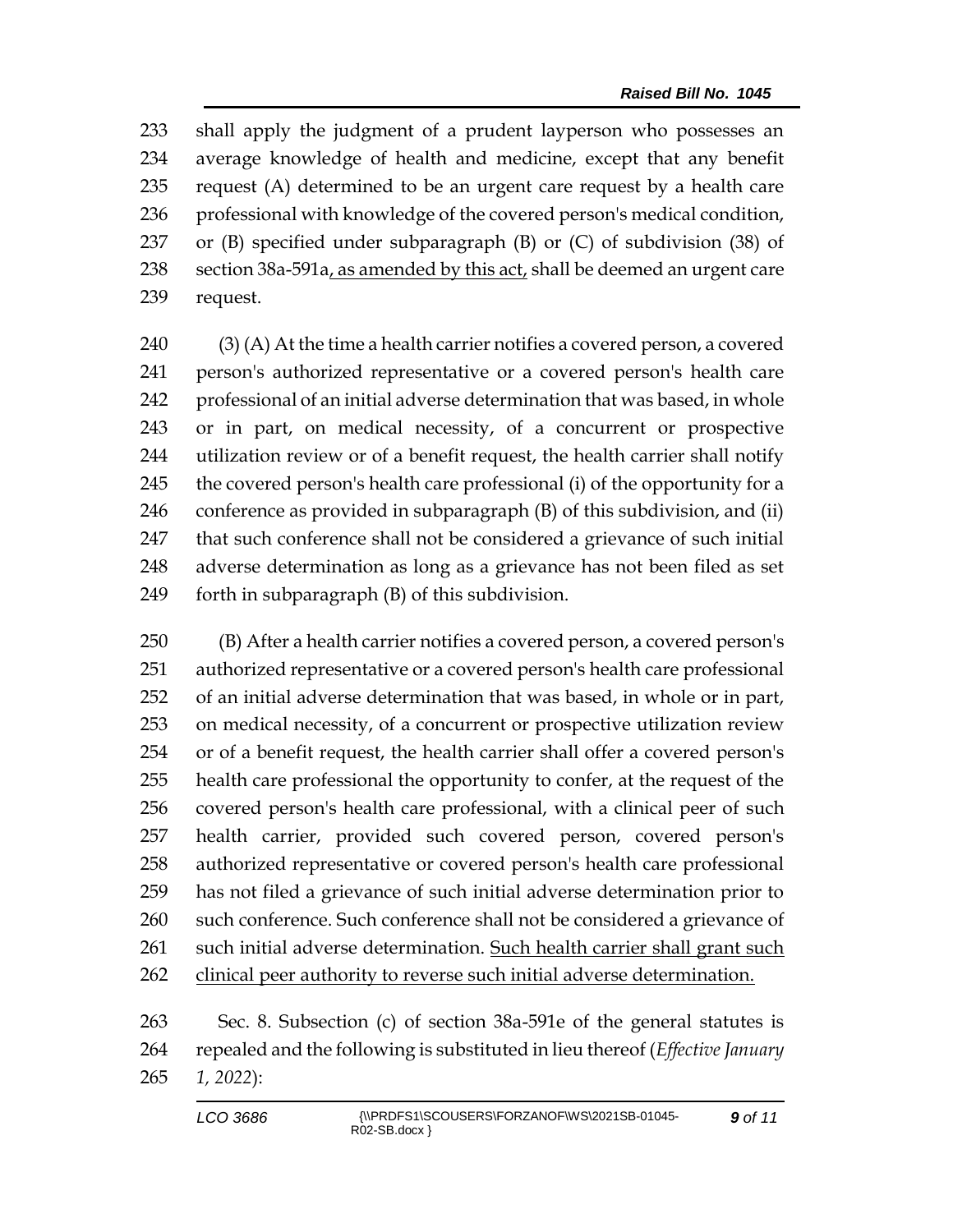shall apply the judgment of a prudent layperson who possesses an average knowledge of health and medicine, except that any benefit request (A) determined to be an urgent care request by a health care professional with knowledge of the covered person's medical condition, or (B) specified under subparagraph (B) or (C) of subdivision (38) of section 38a-591a<u>, as amended by this act,</u> shall be deemed an urgent care request.

(3) (A) At the time a health carrier notifies a covered person, a covered person's authorized representative or a covered person's health care professional of an initial adverse determination that was based, in whole or in part, on medical necessity, of a concurrent or prospective utilization review or of a benefit request, the health carrier shall notify the covered person's health care professional (i) of the opportunity for a conference as provided in subparagraph (B) of this subdivision, and (ii) that such conference shall not be considered a grievance of such initial adverse determination as long as a grievance has not been filed as set forth in subparagraph (B) of this subdivision.

(B) After a health carrier notifies a covered person, a covered person's authorized representative or a covered person's health care professional of an initial adverse determination that was based, in whole or in part, on medical necessity, of a concurrent or prospective utilization review or of a benefit request, the health carrier shall offer a covered person's health care professional the opportunity to confer, at the request of the covered person's health care professional, with a clinical peer of such health carrier, provided such covered person, covered person's authorized representative or covered person's health care professional has not filed a grievance of such initial adverse determination prior to such conference. Such conference shall not be considered a grievance of such initial adverse determination. <u>Such health carrier shall grant such clinical peer authority to reverse such initial adverse determination.</u>

Sec. 8. Subsection (c) of section 38a-591e of the general statutes is repealed and the following is substituted in lieu thereof (*Effective January 1, 2022*):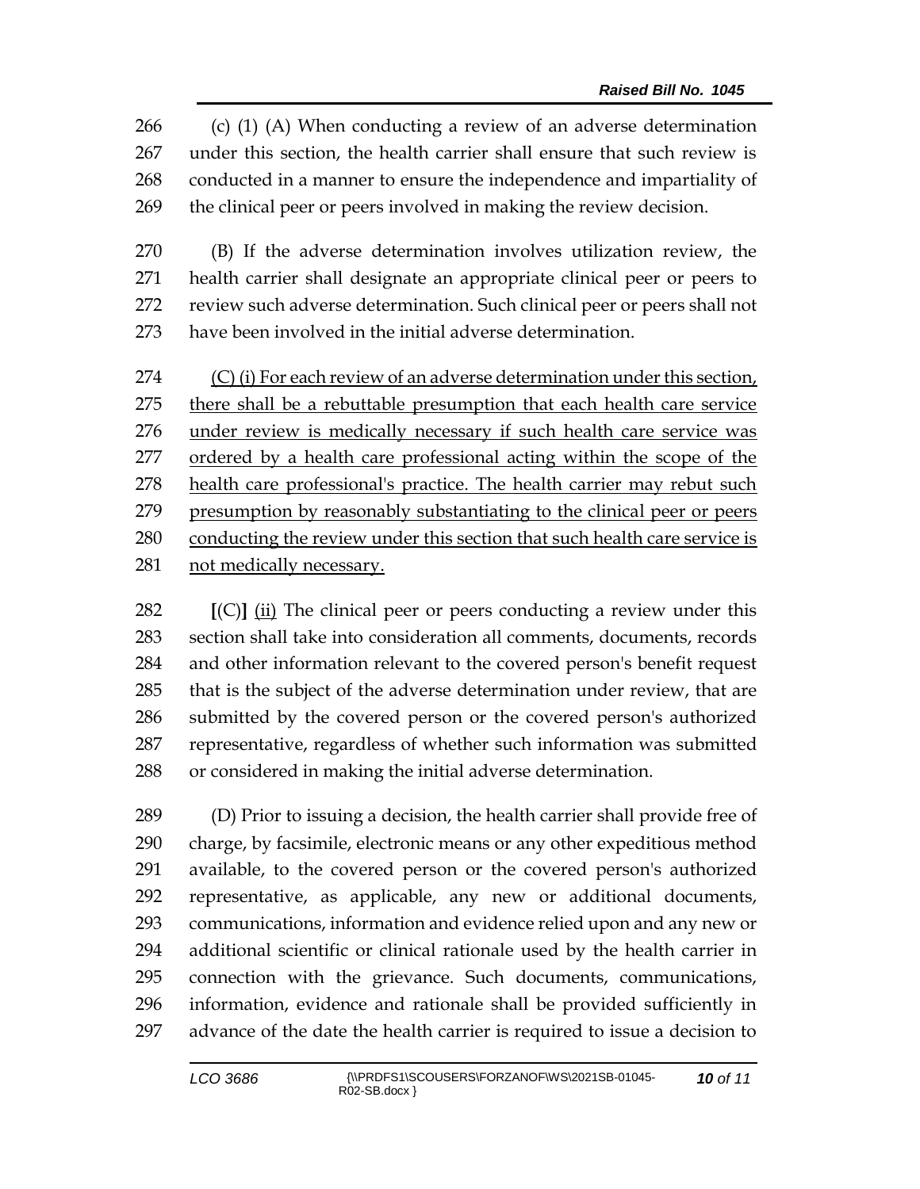(c) (1) (A) When conducting a review of an adverse determination under this section, the health carrier shall ensure that such review is conducted in a manner to ensure the independence and impartiality of the clinical peer or peers involved in making the review decision.

(B) If the adverse determination involves utilization review, the health carrier shall designate an appropriate clinical peer or peers to review such adverse determination. Such clinical peer or peers shall not have been involved in the initial adverse determination.

<u>(C) (i) For each review of an adverse determination under this section, there shall be a rebuttable presumption that each health care service under review is medically necessary if such health care service was ordered by a health care professional acting within the scope of the health care professional's practice. The health carrier may rebut such presumption by reasonably substantiating to the clinical peer or peers conducting the review under this section that such health care service is not medically necessary.</u>

**[**(C)**]** <u>(ii)</u> The clinical peer or peers conducting a review under this section shall take into consideration all comments, documents, records and other information relevant to the covered person's benefit request that is the subject of the adverse determination under review, that are submitted by the covered person or the covered person's authorized representative, regardless of whether such information was submitted or considered in making the initial adverse determination.

(D) Prior to issuing a decision, the health carrier shall provide free of charge, by facsimile, electronic means or any other expeditious method available, to the covered person or the covered person's authorized representative, as applicable, any new or additional documents, communications, information and evidence relied upon and any new or additional scientific or clinical rationale used by the health carrier in connection with the grievance. Such documents, communications, information, evidence and rationale shall be provided sufficiently in advance of the date the health carrier is required to issue a decision to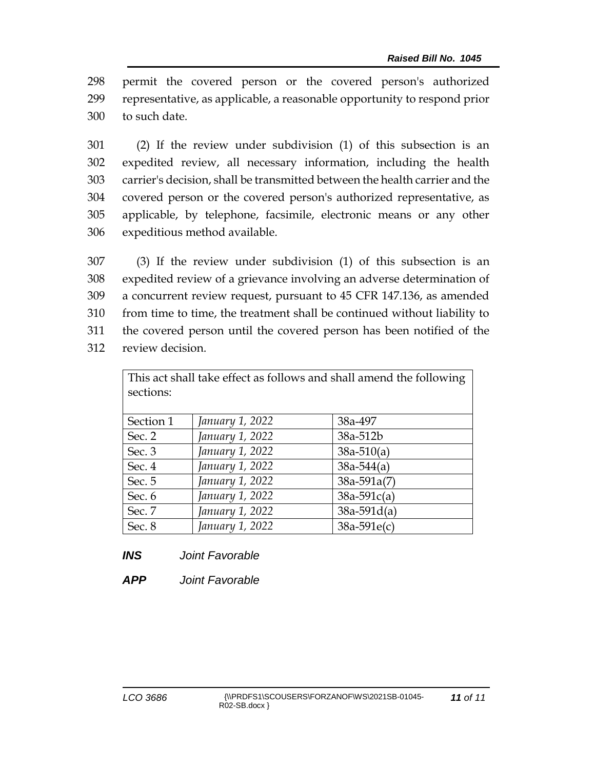298 permit the covered person or the covered person's authorized
299 representative, as applicable, a reasonable opportunity to respond prior
300 to such date.

301 (2) If the review under subdivision (1) of this subsection is an
302 expedited review, all necessary information, including the health
303 carrier's decision, shall be transmitted between the health carrier and the
304 covered person or the covered person's authorized representative, as
305 applicable, by telephone, facsimile, electronic means or any other
306 expeditious method available.

307 (3) If the review under subdivision (1) of this subsection is an
308 expedited review of a grievance involving an adverse determination of
309 a concurrent review request, pursuant to 45 CFR 147.136, as amended
310 from time to time, the treatment shall be continued without liability to
311 the covered person until the covered person has been notified of the
312 review decision.

| This act shall take effect as follows and shall amend the following sections: | | |
|---|---|---|
| Section 1 | *January 1, 2022* | 38a-497 |
| Sec. 2 | *January 1, 2022* | 38a-512b |
| Sec. 3 | *January 1, 2022* | 38a-510(a) |
| Sec. 4 | *January 1, 2022* | 38a-544(a) |
| Sec. 5 | *January 1, 2022* | 38a-591a(7) |
| Sec. 6 | *January 1, 2022* | 38a-591c(a) |
| Sec. 7 | *January 1, 2022* | 38a-591d(a) |
| Sec. 8 | *January 1, 2022* | 38a-591e(c) |

***INS*** *Joint Favorable*

***APP*** *Joint Favorable*